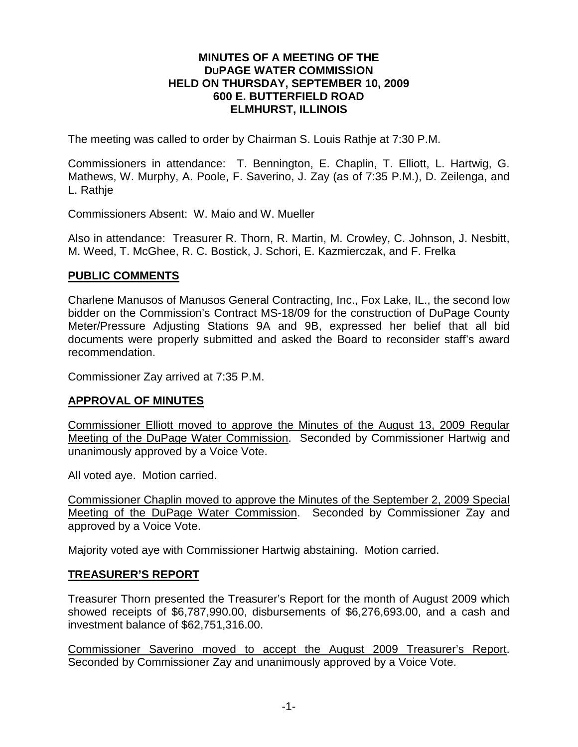**MINUTES OF A MEETING OF THE DuPAGE WATER COMMISSION HELD ON THURSDAY, SEPTEMBER 10, 2009 600 E. BUTTERFIELD ROAD ELMHURST, ILLINOIS**

The meeting was called to order by Chairman S. Louis Rathje at 7:30 P.M.

Commissioners in attendance: T. Bennington, E. Chaplin, T. Elliott, L. Hartwig, G. Mathews, W. Murphy, A. Poole, F. Saverino, J. Zay (as of 7:35 P.M.), D. Zeilenga, and L. Rathje

Commissioners Absent: W. Maio and W. Mueller

Also in attendance: Treasurer R. Thorn, R. Martin, M. Crowley, C. Johnson, J. Nesbitt, M. Weed, T. McGhee, R. C. Bostick, J. Schori, E. Kazmierczak, and F. Frelka

## PUBLIC COMMENTS

Charlene Manusos of Manusos General Contracting, Inc., Fox Lake, IL., the second low bidder on the Commission's Contract MS-18/09 for the construction of DuPage County Meter/Pressure Adjusting Stations 9A and 9B, expressed her belief that all bid documents were properly submitted and asked the Board to reconsider staff's award recommendation.

Commissioner Zay arrived at 7:35 P.M.

## APPROVAL OF MINUTES

Commissioner Elliott moved to approve the Minutes of the August 13, 2009 Regular Meeting of the DuPage Water Commission. Seconded by Commissioner Hartwig and unanimously approved by a Voice Vote.

All voted aye. Motion carried.

Commissioner Chaplin moved to approve the Minutes of the September 2, 2009 Special Meeting of the DuPage Water Commission. Seconded by Commissioner Zay and approved by a Voice Vote.

Majority voted aye with Commissioner Hartwig abstaining. Motion carried.

## TREASURER'S REPORT

Treasurer Thorn presented the Treasurer's Report for the month of August 2009 which showed receipts of $6,787,990.00, disbursements of $6,276,693.00, and a cash and investment balance of $62,751,316.00.

Commissioner Saverino moved to accept the August 2009 Treasurer's Report. Seconded by Commissioner Zay and unanimously approved by a Voice Vote.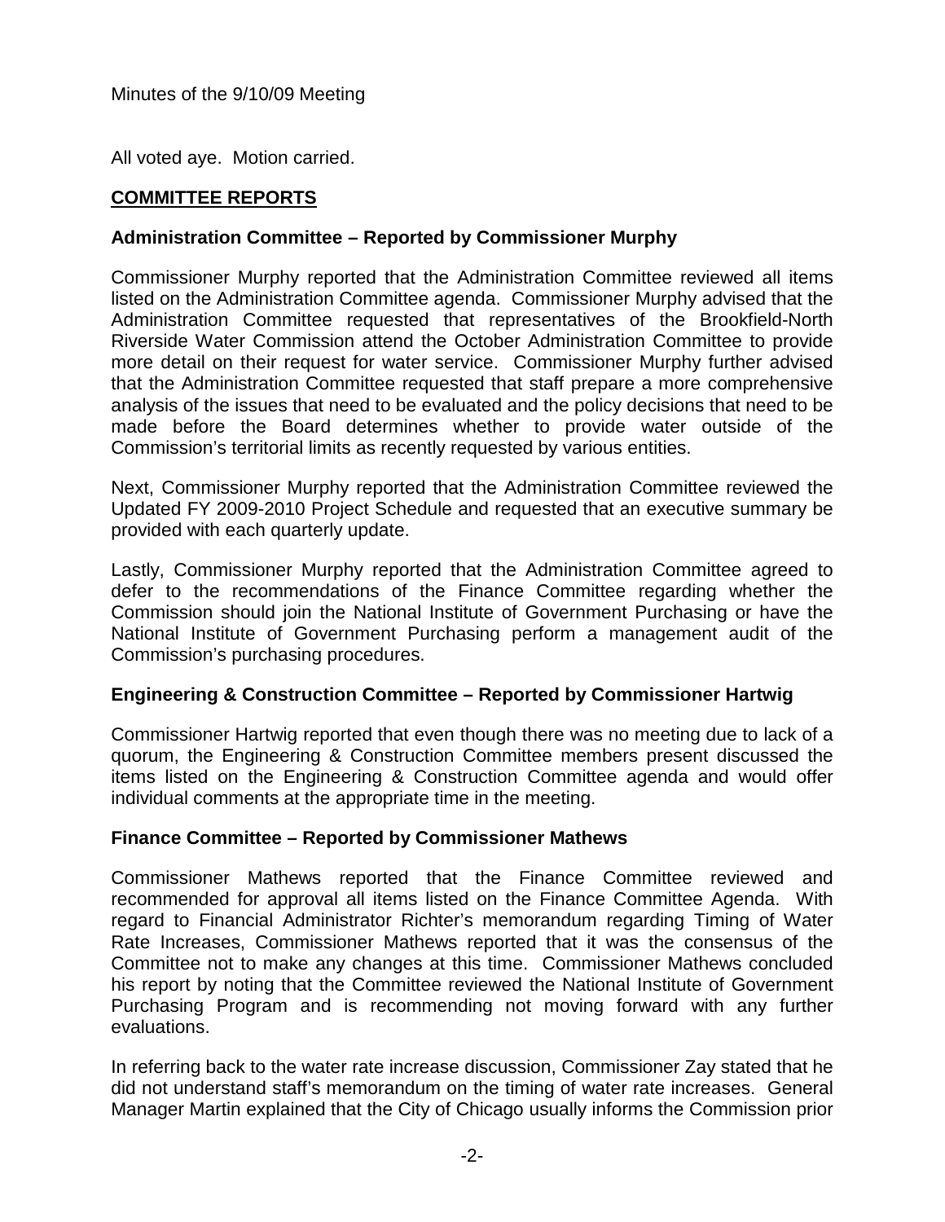All voted aye. Motion carried.

## COMMITTEE REPORTS

### Administration Committee – Reported by Commissioner Murphy

Commissioner Murphy reported that the Administration Committee reviewed all items listed on the Administration Committee agenda. Commissioner Murphy advised that the Administration Committee requested that representatives of the Brookfield-North Riverside Water Commission attend the October Administration Committee to provide more detail on their request for water service. Commissioner Murphy further advised that the Administration Committee requested that staff prepare a more comprehensive analysis of the issues that need to be evaluated and the policy decisions that need to be made before the Board determines whether to provide water outside of the Commission's territorial limits as recently requested by various entities.

Next, Commissioner Murphy reported that the Administration Committee reviewed the Updated FY 2009-2010 Project Schedule and requested that an executive summary be provided with each quarterly update.

Lastly, Commissioner Murphy reported that the Administration Committee agreed to defer to the recommendations of the Finance Committee regarding whether the Commission should join the National Institute of Government Purchasing or have the National Institute of Government Purchasing perform a management audit of the Commission's purchasing procedures.

### Engineering & Construction Committee – Reported by Commissioner Hartwig

Commissioner Hartwig reported that even though there was no meeting due to lack of a quorum, the Engineering & Construction Committee members present discussed the items listed on the Engineering & Construction Committee agenda and would offer individual comments at the appropriate time in the meeting.

### Finance Committee – Reported by Commissioner Mathews

Commissioner Mathews reported that the Finance Committee reviewed and recommended for approval all items listed on the Finance Committee Agenda. With regard to Financial Administrator Richter's memorandum regarding Timing of Water Rate Increases, Commissioner Mathews reported that it was the consensus of the Committee not to make any changes at this time. Commissioner Mathews concluded his report by noting that the Committee reviewed the National Institute of Government Purchasing Program and is recommending not moving forward with any further evaluations.

In referring back to the water rate increase discussion, Commissioner Zay stated that he did not understand staff's memorandum on the timing of water rate increases. General Manager Martin explained that the City of Chicago usually informs the Commission prior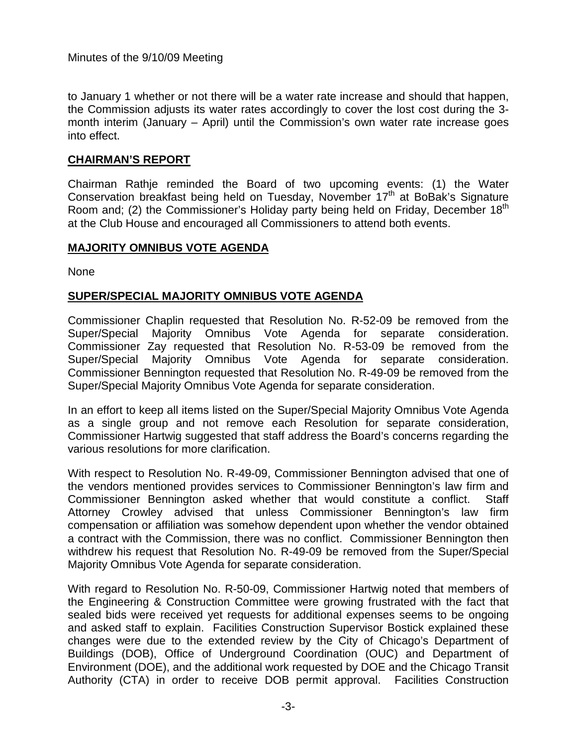to January 1 whether or not there will be a water rate increase and should that happen, the Commission adjusts its water rates accordingly to cover the lost cost during the 3-month interim (January – April) until the Commission's own water rate increase goes into effect.

## CHAIRMAN'S REPORT

Chairman Rathje reminded the Board of two upcoming events: (1) the Water Conservation breakfast being held on Tuesday, November 17th at BoBak's Signature Room and; (2) the Commissioner's Holiday party being held on Friday, December 18th at the Club House and encouraged all Commissioners to attend both events.

## MAJORITY OMNIBUS VOTE AGENDA

None

## SUPER/SPECIAL MAJORITY OMNIBUS VOTE AGENDA

Commissioner Chaplin requested that Resolution No. R-52-09 be removed from the Super/Special Majority Omnibus Vote Agenda for separate consideration. Commissioner Zay requested that Resolution No. R-53-09 be removed from the Super/Special Majority Omnibus Vote Agenda for separate consideration. Commissioner Bennington requested that Resolution No. R-49-09 be removed from the Super/Special Majority Omnibus Vote Agenda for separate consideration.

In an effort to keep all items listed on the Super/Special Majority Omnibus Vote Agenda as a single group and not remove each Resolution for separate consideration, Commissioner Hartwig suggested that staff address the Board's concerns regarding the various resolutions for more clarification.

With respect to Resolution No. R-49-09, Commissioner Bennington advised that one of the vendors mentioned provides services to Commissioner Bennington's law firm and Commissioner Bennington asked whether that would constitute a conflict. Staff Attorney Crowley advised that unless Commissioner Bennington's law firm compensation or affiliation was somehow dependent upon whether the vendor obtained a contract with the Commission, there was no conflict. Commissioner Bennington then withdrew his request that Resolution No. R-49-09 be removed from the Super/Special Majority Omnibus Vote Agenda for separate consideration.

With regard to Resolution No. R-50-09, Commissioner Hartwig noted that members of the Engineering & Construction Committee were growing frustrated with the fact that sealed bids were received yet requests for additional expenses seems to be ongoing and asked staff to explain. Facilities Construction Supervisor Bostick explained these changes were due to the extended review by the City of Chicago's Department of Buildings (DOB), Office of Underground Coordination (OUC) and Department of Environment (DOE), and the additional work requested by DOE and the Chicago Transit Authority (CTA) in order to receive DOB permit approval. Facilities Construction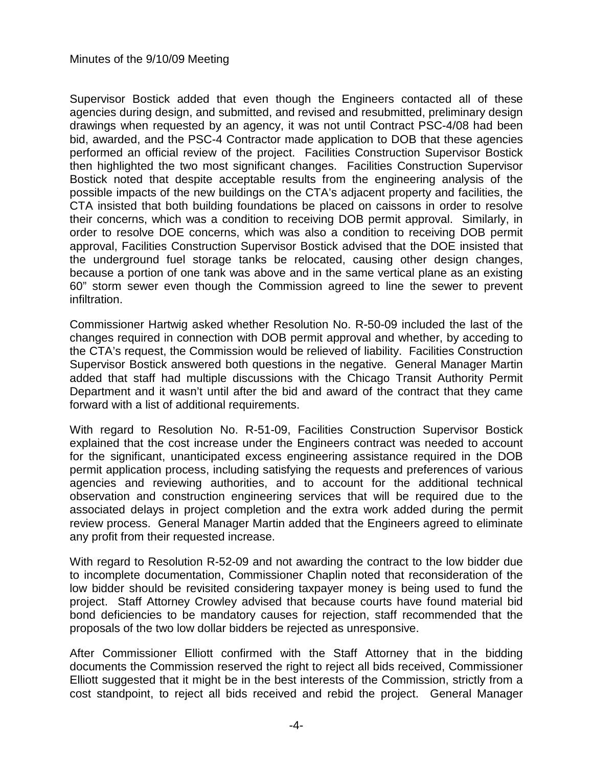Supervisor Bostick added that even though the Engineers contacted all of these agencies during design, and submitted, and revised and resubmitted, preliminary design drawings when requested by an agency, it was not until Contract PSC-4/08 had been bid, awarded, and the PSC-4 Contractor made application to DOB that these agencies performed an official review of the project. Facilities Construction Supervisor Bostick then highlighted the two most significant changes. Facilities Construction Supervisor Bostick noted that despite acceptable results from the engineering analysis of the possible impacts of the new buildings on the CTA's adjacent property and facilities, the CTA insisted that both building foundations be placed on caissons in order to resolve their concerns, which was a condition to receiving DOB permit approval. Similarly, in order to resolve DOE concerns, which was also a condition to receiving DOB permit approval, Facilities Construction Supervisor Bostick advised that the DOE insisted that the underground fuel storage tanks be relocated, causing other design changes, because a portion of one tank was above and in the same vertical plane as an existing 60" storm sewer even though the Commission agreed to line the sewer to prevent infiltration.

Commissioner Hartwig asked whether Resolution No. R-50-09 included the last of the changes required in connection with DOB permit approval and whether, by acceding to the CTA's request, the Commission would be relieved of liability. Facilities Construction Supervisor Bostick answered both questions in the negative. General Manager Martin added that staff had multiple discussions with the Chicago Transit Authority Permit Department and it wasn't until after the bid and award of the contract that they came forward with a list of additional requirements.

With regard to Resolution No. R-51-09, Facilities Construction Supervisor Bostick explained that the cost increase under the Engineers contract was needed to account for the significant, unanticipated excess engineering assistance required in the DOB permit application process, including satisfying the requests and preferences of various agencies and reviewing authorities, and to account for the additional technical observation and construction engineering services that will be required due to the associated delays in project completion and the extra work added during the permit review process. General Manager Martin added that the Engineers agreed to eliminate any profit from their requested increase.

With regard to Resolution R-52-09 and not awarding the contract to the low bidder due to incomplete documentation, Commissioner Chaplin noted that reconsideration of the low bidder should be revisited considering taxpayer money is being used to fund the project. Staff Attorney Crowley advised that because courts have found material bid bond deficiencies to be mandatory causes for rejection, staff recommended that the proposals of the two low dollar bidders be rejected as unresponsive.

After Commissioner Elliott confirmed with the Staff Attorney that in the bidding documents the Commission reserved the right to reject all bids received, Commissioner Elliott suggested that it might be in the best interests of the Commission, strictly from a cost standpoint, to reject all bids received and rebid the project. General Manager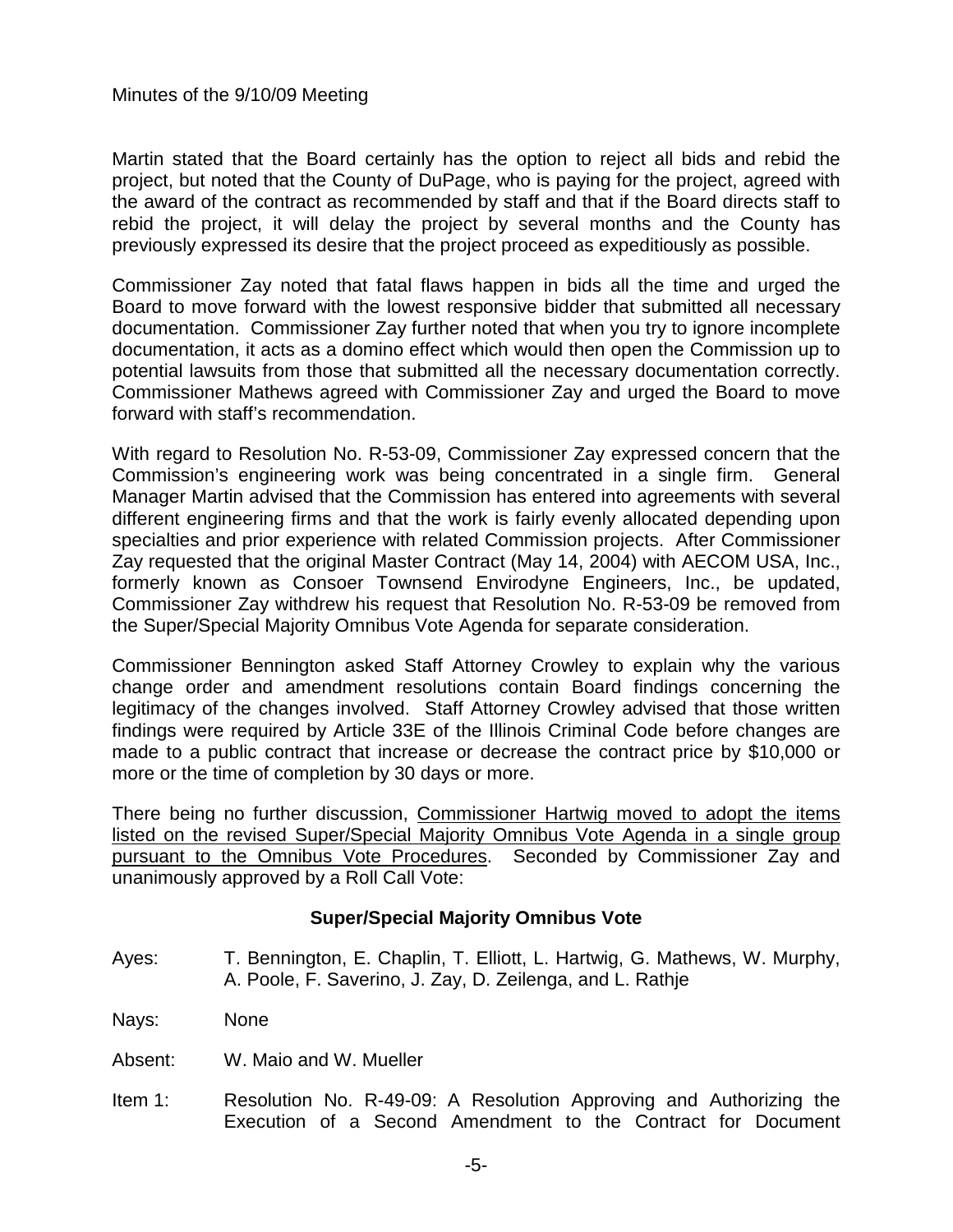Martin stated that the Board certainly has the option to reject all bids and rebid the project, but noted that the County of DuPage, who is paying for the project, agreed with the award of the contract as recommended by staff and that if the Board directs staff to rebid the project, it will delay the project by several months and the County has previously expressed its desire that the project proceed as expeditiously as possible.

Commissioner Zay noted that fatal flaws happen in bids all the time and urged the Board to move forward with the lowest responsive bidder that submitted all necessary documentation. Commissioner Zay further noted that when you try to ignore incomplete documentation, it acts as a domino effect which would then open the Commission up to potential lawsuits from those that submitted all the necessary documentation correctly. Commissioner Mathews agreed with Commissioner Zay and urged the Board to move forward with staff's recommendation.

With regard to Resolution No. R-53-09, Commissioner Zay expressed concern that the Commission's engineering work was being concentrated in a single firm. General Manager Martin advised that the Commission has entered into agreements with several different engineering firms and that the work is fairly evenly allocated depending upon specialties and prior experience with related Commission projects. After Commissioner Zay requested that the original Master Contract (May 14, 2004) with AECOM USA, Inc., formerly known as Consoer Townsend Envirodyne Engineers, Inc., be updated, Commissioner Zay withdrew his request that Resolution No. R-53-09 be removed from the Super/Special Majority Omnibus Vote Agenda for separate consideration.

Commissioner Bennington asked Staff Attorney Crowley to explain why the various change order and amendment resolutions contain Board findings concerning the legitimacy of the changes involved. Staff Attorney Crowley advised that those written findings were required by Article 33E of the Illinois Criminal Code before changes are made to a public contract that increase or decrease the contract price by $10,000 or more or the time of completion by 30 days or more.

There being no further discussion, Commissioner Hartwig moved to adopt the items listed on the revised Super/Special Majority Omnibus Vote Agenda in a single group pursuant to the Omnibus Vote Procedures. Seconded by Commissioner Zay and unanimously approved by a Roll Call Vote:

**Super/Special Majority Omnibus Vote**

Ayes: T. Bennington, E. Chaplin, T. Elliott, L. Hartwig, G. Mathews, W. Murphy, A. Poole, F. Saverino, J. Zay, D. Zeilenga, and L. Rathje

Nays: None

Absent: W. Maio and W. Mueller

Item 1: Resolution No. R-49-09: A Resolution Approving and Authorizing the Execution of a Second Amendment to the Contract for Document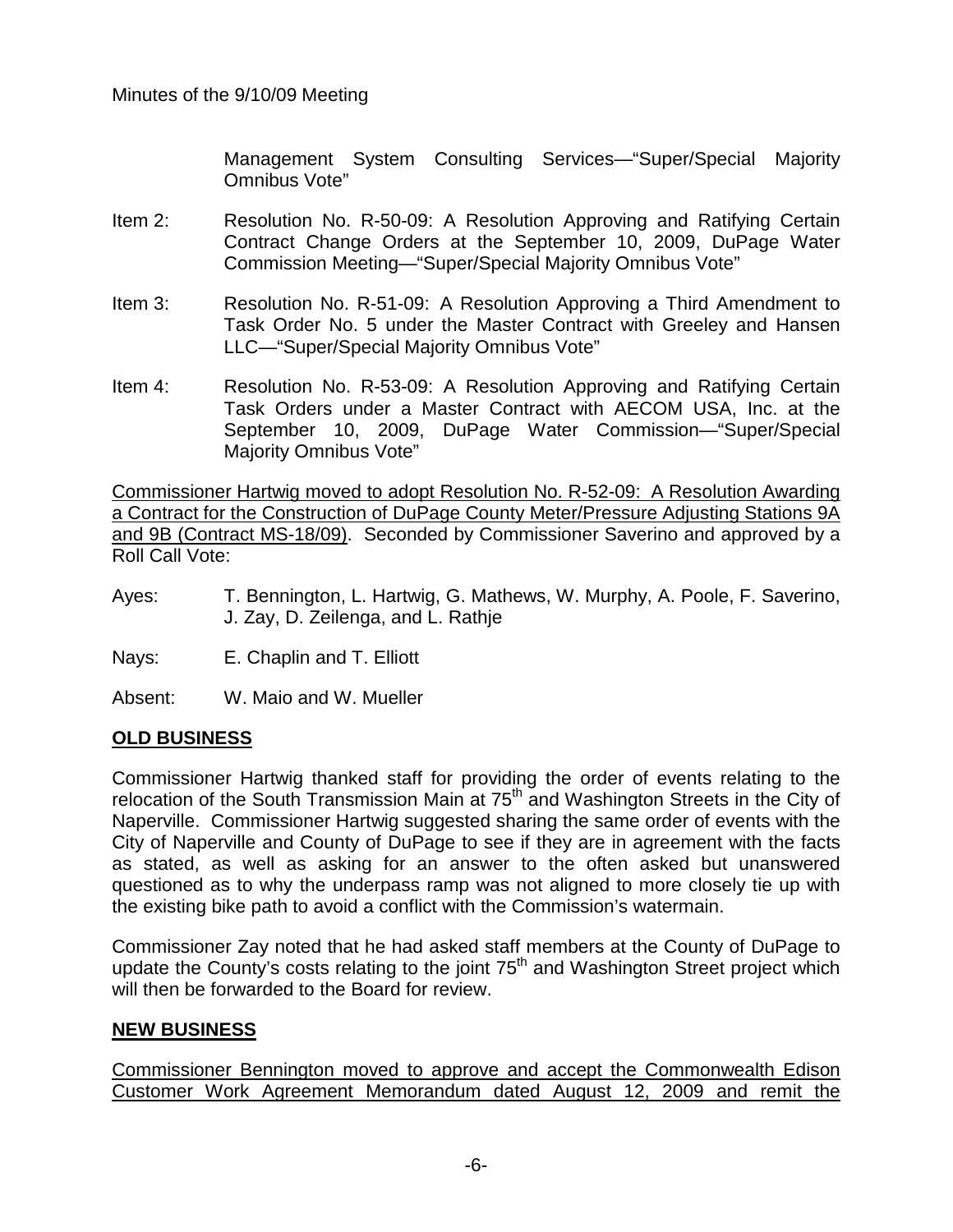Management System Consulting Services—"Super/Special Majority Omnibus Vote"

Item 2: Resolution No. R-50-09: A Resolution Approving and Ratifying Certain Contract Change Orders at the September 10, 2009, DuPage Water Commission Meeting—"Super/Special Majority Omnibus Vote"

Item 3: Resolution No. R-51-09: A Resolution Approving a Third Amendment to Task Order No. 5 under the Master Contract with Greeley and Hansen LLC—"Super/Special Majority Omnibus Vote"

Item 4: Resolution No. R-53-09: A Resolution Approving and Ratifying Certain Task Orders under a Master Contract with AECOM USA, Inc. at the September 10, 2009, DuPage Water Commission—"Super/Special Majority Omnibus Vote"

Commissioner Hartwig moved to adopt Resolution No. R-52-09: A Resolution Awarding a Contract for the Construction of DuPage County Meter/Pressure Adjusting Stations 9A and 9B (Contract MS-18/09). Seconded by Commissioner Saverino and approved by a Roll Call Vote:

Ayes: T. Bennington, L. Hartwig, G. Mathews, W. Murphy, A. Poole, F. Saverino, J. Zay, D. Zeilenga, and L. Rathje

Nays: E. Chaplin and T. Elliott

Absent: W. Maio and W. Mueller

## OLD BUSINESS

Commissioner Hartwig thanked staff for providing the order of events relating to the relocation of the South Transmission Main at 75th and Washington Streets in the City of Naperville. Commissioner Hartwig suggested sharing the same order of events with the City of Naperville and County of DuPage to see if they are in agreement with the facts as stated, as well as asking for an answer to the often asked but unanswered questioned as to why the underpass ramp was not aligned to more closely tie up with the existing bike path to avoid a conflict with the Commission's watermain.

Commissioner Zay noted that he had asked staff members at the County of DuPage to update the County's costs relating to the joint 75th and Washington Street project which will then be forwarded to the Board for review.

## NEW BUSINESS

Commissioner Bennington moved to approve and accept the Commonwealth Edison Customer Work Agreement Memorandum dated August 12, 2009 and remit the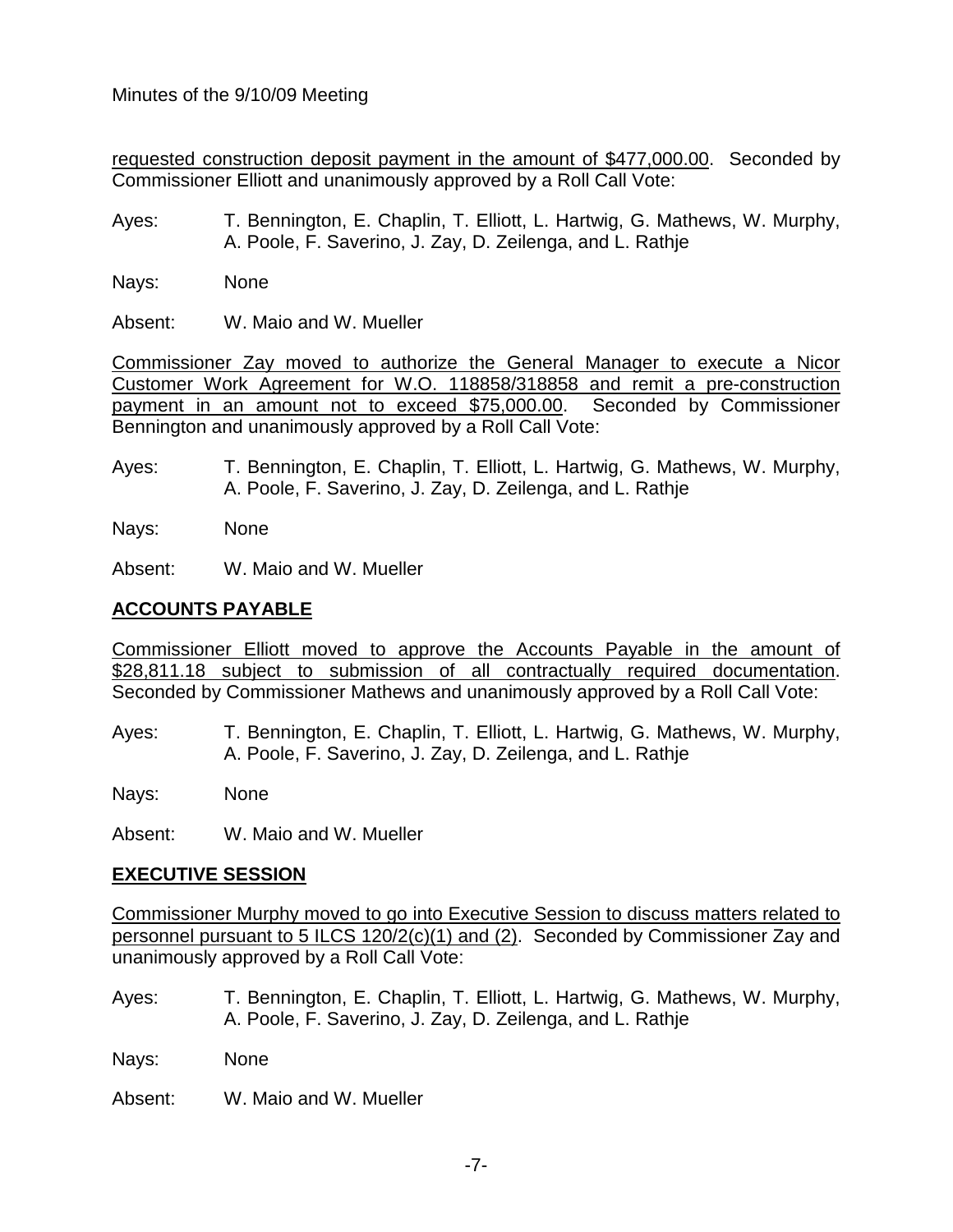requested construction deposit payment in the amount of $477,000.00. Seconded by Commissioner Elliott and unanimously approved by a Roll Call Vote:

Ayes: T. Bennington, E. Chaplin, T. Elliott, L. Hartwig, G. Mathews, W. Murphy, A. Poole, F. Saverino, J. Zay, D. Zeilenga, and L. Rathje

Nays: None

Absent: W. Maio and W. Mueller

Commissioner Zay moved to authorize the General Manager to execute a Nicor Customer Work Agreement for W.O. 118858/318858 and remit a pre-construction payment in an amount not to exceed $75,000.00. Seconded by Commissioner Bennington and unanimously approved by a Roll Call Vote:

Ayes: T. Bennington, E. Chaplin, T. Elliott, L. Hartwig, G. Mathews, W. Murphy, A. Poole, F. Saverino, J. Zay, D. Zeilenga, and L. Rathje

Nays: None

Absent: W. Maio and W. Mueller

## ACCOUNTS PAYABLE

Commissioner Elliott moved to approve the Accounts Payable in the amount of $28,811.18 subject to submission of all contractually required documentation. Seconded by Commissioner Mathews and unanimously approved by a Roll Call Vote:

Ayes: T. Bennington, E. Chaplin, T. Elliott, L. Hartwig, G. Mathews, W. Murphy, A. Poole, F. Saverino, J. Zay, D. Zeilenga, and L. Rathje

Nays: None

Absent: W. Maio and W. Mueller

## EXECUTIVE SESSION

Commissioner Murphy moved to go into Executive Session to discuss matters related to personnel pursuant to 5 ILCS 120/2(c)(1) and (2). Seconded by Commissioner Zay and unanimously approved by a Roll Call Vote:

Ayes: T. Bennington, E. Chaplin, T. Elliott, L. Hartwig, G. Mathews, W. Murphy, A. Poole, F. Saverino, J. Zay, D. Zeilenga, and L. Rathje

Nays: None

Absent: W. Maio and W. Mueller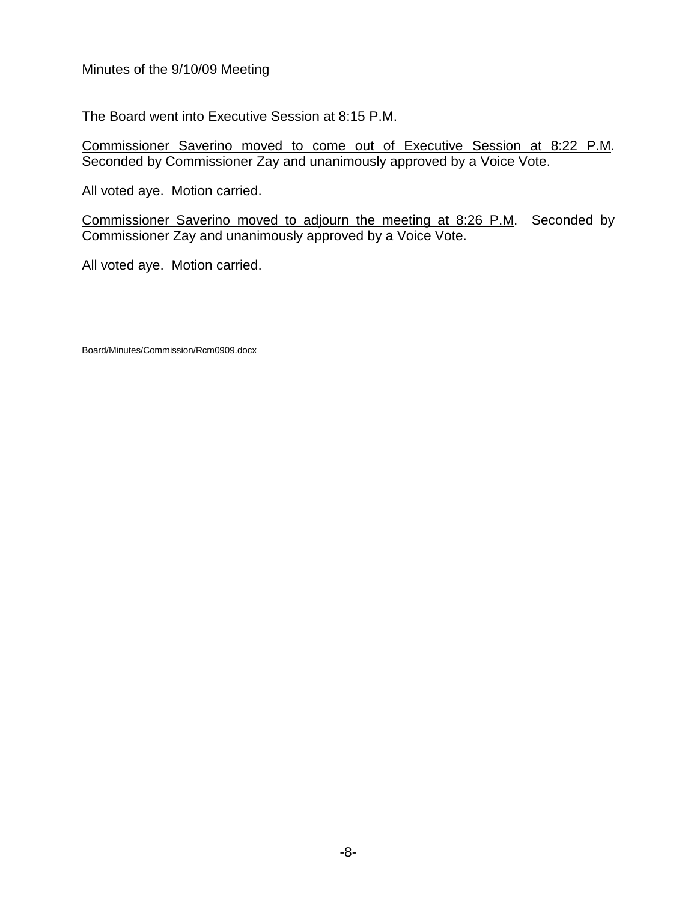The Board went into Executive Session at 8:15 P.M.

<u>Commissioner Saverino moved to come out of Executive Session at 8:22 P.M</u>. Seconded by Commissioner Zay and unanimously approved by a Voice Vote.

All voted aye. Motion carried.

<u>Commissioner Saverino moved to adjourn the meeting at 8:26 P.M</u>. Seconded by Commissioner Zay and unanimously approved by a Voice Vote.

All voted aye. Motion carried.

Board/Minutes/Commission/Rcm0909.docx